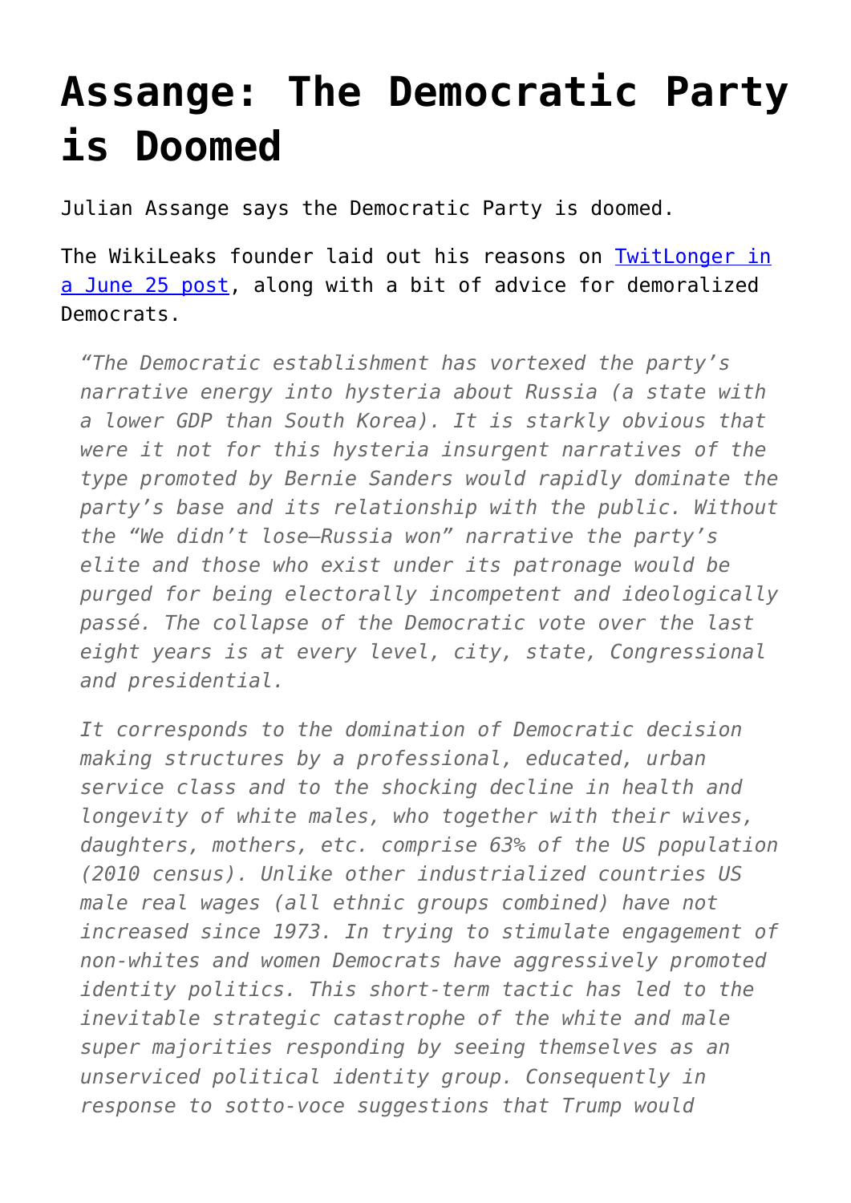# Assange: The Democratic Party is Doomed

Julian Assange says the Democratic Party is doomed.

The WikiLeaks founder laid out his reasons on [TwitLonger in a June 25 post](), along with a bit of advice for demoralized Democrats.

> *"The Democratic establishment has vortexed the party's narrative energy into hysteria about Russia (a state with a lower GDP than South Korea). It is starkly obvious that were it not for this hysteria insurgent narratives of the type promoted by Bernie Sanders would rapidly dominate the party's base and its relationship with the public. Without the "We didn't lose—Russia won" narrative the party's elite and those who exist under its patronage would be purged for being electorally incompetent and ideologically passé. The collapse of the Democratic vote over the last eight years is at every level, city, state, Congressional and presidential.*
>
> *It corresponds to the domination of Democratic decision making structures by a professional, educated, urban service class and to the shocking decline in health and longevity of white males, who together with their wives, daughters, mothers, etc. comprise 63% of the US population (2010 census). Unlike other industrialized countries US male real wages (all ethnic groups combined) have not increased since 1973. In trying to stimulate engagement of non-whites and women Democrats have aggressively promoted identity politics. This short-term tactic has led to the inevitable strategic catastrophe of the white and male super majorities responding by seeing themselves as an unserviced political identity group. Consequently in response to sotto-voce suggestions that Trump would*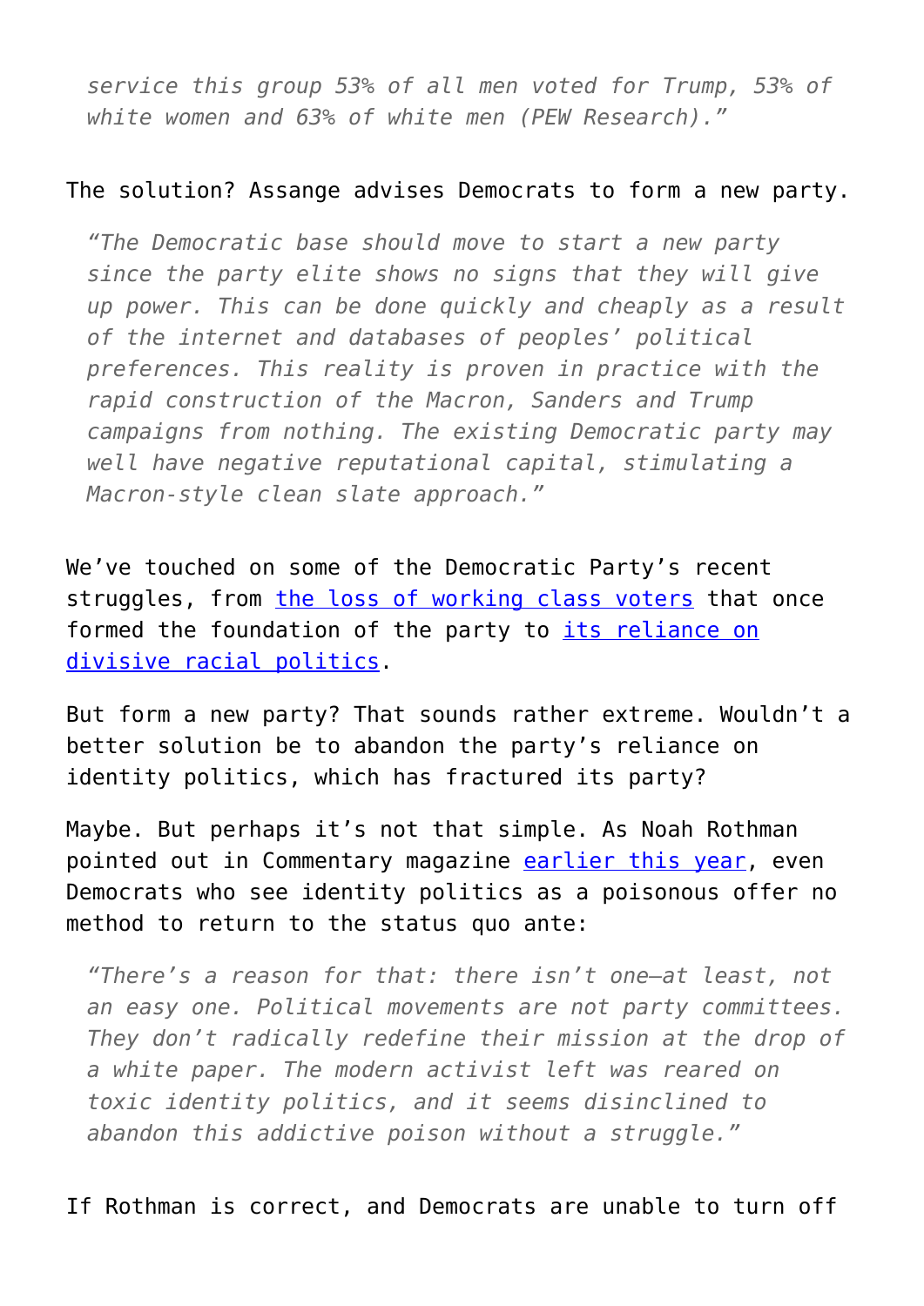> *service this group 53% of all men voted for Trump, 53% of white women and 63% of white men (PEW Research)."*

The solution? Assange advises Democrats to form a new party.

> *"The Democratic base should move to start a new party since the party elite shows no signs that they will give up power. This can be done quickly and cheaply as a result of the internet and databases of peoples' political preferences. This reality is proven in practice with the rapid construction of the Macron, Sanders and Trump campaigns from nothing. The existing Democratic party may well have negative reputational capital, stimulating a Macron-style clean slate approach."*

We've touched on some of the Democratic Party's recent struggles, from [the loss of working class voters]() that once formed the foundation of the party to [its reliance on divisive racial politics]().

But form a new party? That sounds rather extreme. Wouldn't a better solution be to abandon the party's reliance on identity politics, which has fractured its party?

Maybe. But perhaps it's not that simple. As Noah Rothman pointed out in Commentary magazine [earlier this year](), even Democrats who see identity politics as a poisonous offer no method to return to the status quo ante:

> *"There's a reason for that: there isn't one—at least, not an easy one. Political movements are not party committees. They don't radically redefine their mission at the drop of a white paper. The modern activist left was reared on toxic identity politics, and it seems disinclined to abandon this addictive poison without a struggle."*

If Rothman is correct, and Democrats are unable to turn off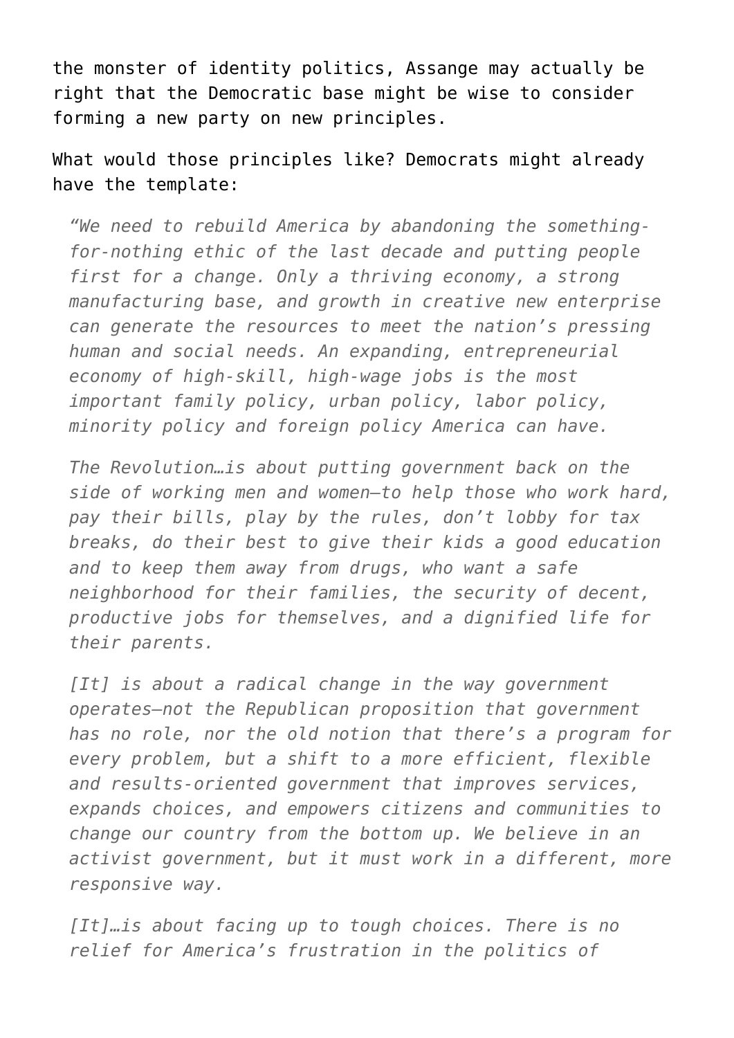the monster of identity politics, Assange may actually be right that the Democratic base might be wise to consider forming a new party on new principles.

What would those principles like? Democrats might already have the template:

> *"We need to rebuild America by abandoning the something-for-nothing ethic of the last decade and putting people first for a change. Only a thriving economy, a strong manufacturing base, and growth in creative new enterprise can generate the resources to meet the nation's pressing human and social needs. An expanding, entrepreneurial economy of high-skill, high-wage jobs is the most important family policy, urban policy, labor policy, minority policy and foreign policy America can have.*
>
> *The Revolution…is about putting government back on the side of working men and women—to help those who work hard, pay their bills, play by the rules, don't lobby for tax breaks, do their best to give their kids a good education and to keep them away from drugs, who want a safe neighborhood for their families, the security of decent, productive jobs for themselves, and a dignified life for their parents.*
>
> *[It] is about a radical change in the way government operates—not the Republican proposition that government has no role, nor the old notion that there's a program for every problem, but a shift to a more efficient, flexible and results-oriented government that improves services, expands choices, and empowers citizens and communities to change our country from the bottom up. We believe in an activist government, but it must work in a different, more responsive way.*
>
> *[It]…is about facing up to tough choices. There is no relief for America's frustration in the politics of*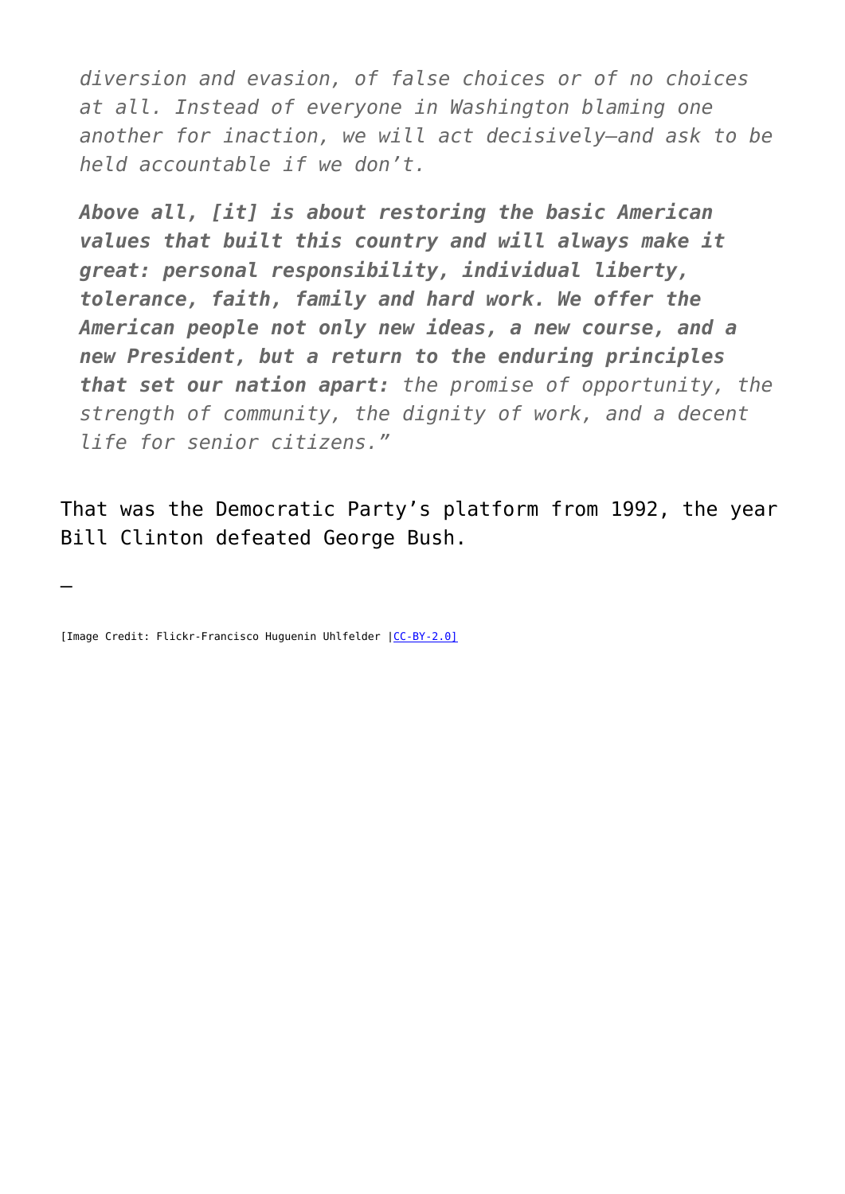*diversion and evasion, of false choices or of no choices at all. Instead of everyone in Washington blaming one another for inaction, we will act decisively—and ask to be held accountable if we don't.*

***Above all, [it] is about restoring the basic American values that built this country and will always make it great: personal responsibility, individual liberty, tolerance, faith, family and hard work. We offer the American people not only new ideas, a new course, and a new President, but a return to the enduring principles that set our nation apart:*** *the promise of opportunity, the strength of community, the dignity of work, and a decent life for senior citizens."*

That was the Democratic Party's platform from 1992, the year Bill Clinton defeated George Bush.

—

[Image Credit: Flickr-Francisco Huguenin Uhlfelder |CC-BY-2.0]